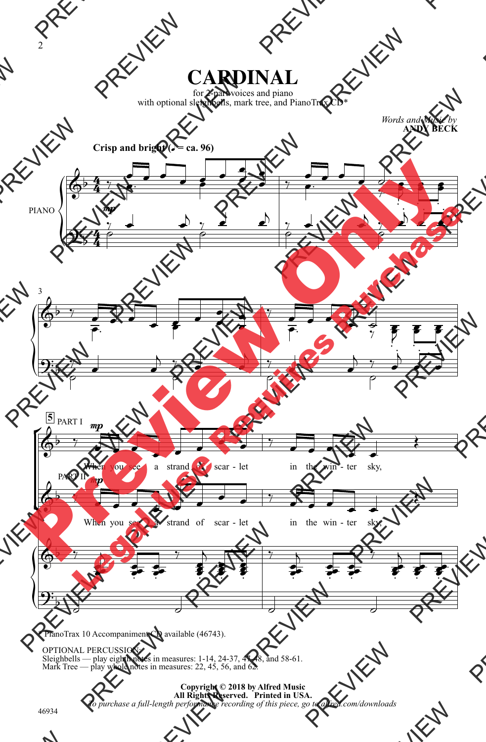# CARDINAL

for 2-part voices and piano
with optional sleighbells, mark tree, and PianoTrax CD*

*Words and Music by*
**ANDY BECK**

**Crisp and bright (♩ = ca. 96)**

PIANO

PART I

When you see a strand of scar - let in the win - ter sky,

PART II

When you see a strand of scar - let in the win - ter sky,

* PianoTrax 10 Accompaniment CD available (46743).

OPTIONAL PERCUSSION:
Sleighbells — play eighth notes in measures: 1-14, 24-37, 47-48, and 58-61.
Mark Tree — play whole notes in measures: 22, 45, 56, and 62.

**Copyright © 2018 by Alfred Music**
**All Rights Reserved. Printed in USA.**
*To purchase a full-length performance recording of this piece, go to alfred.com/downloads*

46934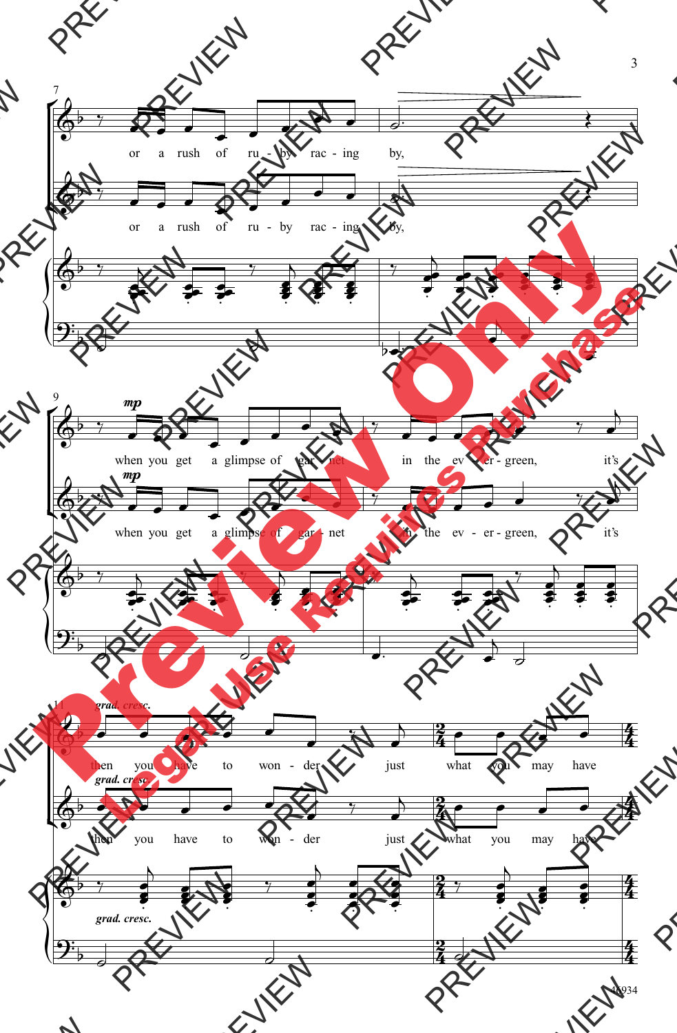7

or a rush of ru - by rac - ing by,

9

*mp*

when you get a glimpse of gar - net in the ev - er - green, it's

11

*grad. cresc.*

then you have to won - der just what you may have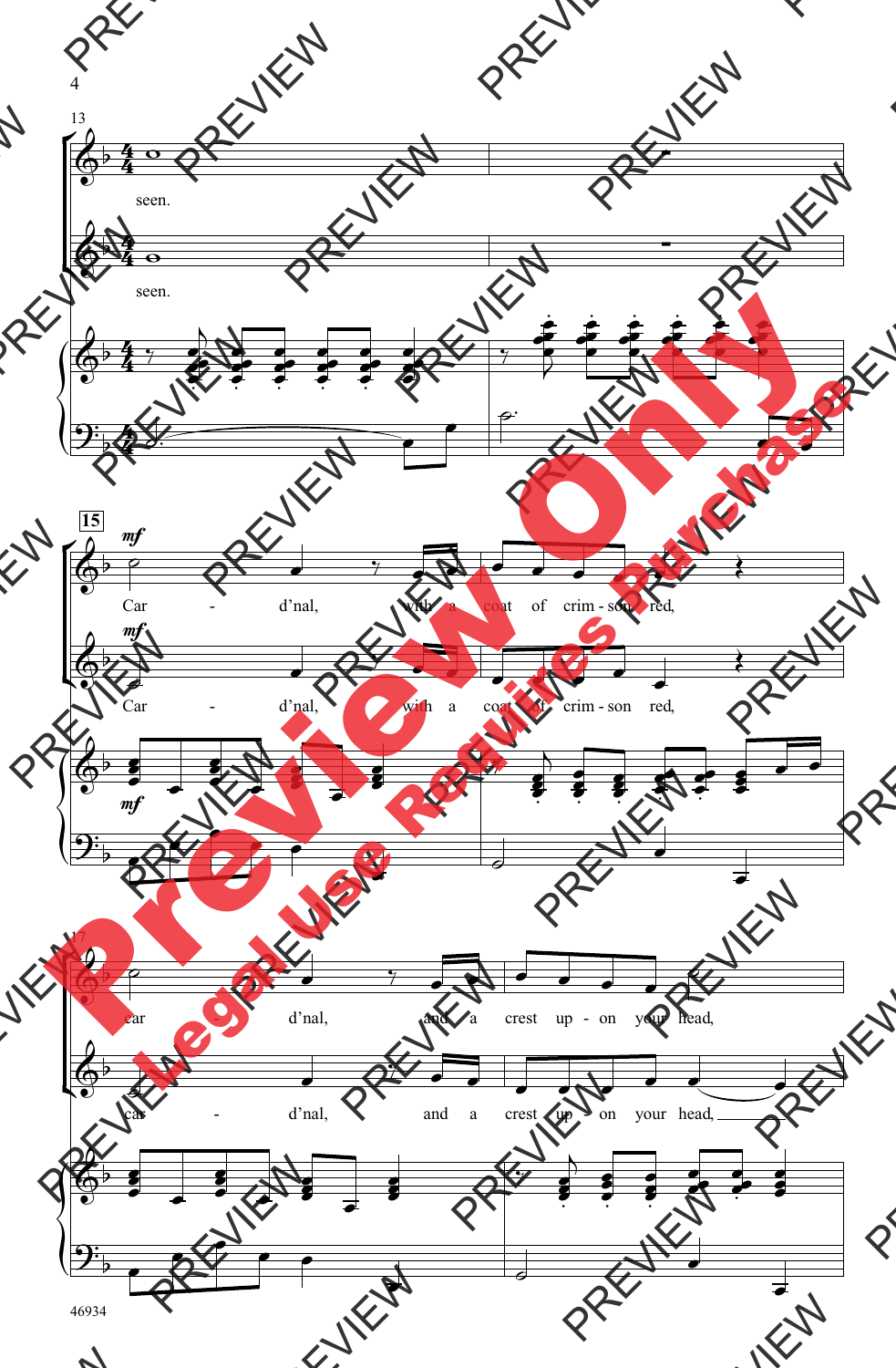13

seen.

seen.

15

*mf*

Car - d'nal, with a coat of crim - son red,

*mf*

Car - d'nal, with a coat of crim - son red,

*mf*

17

car - d'nal, and a crest up - on your head,

car - d'nal, and a crest up - on your head,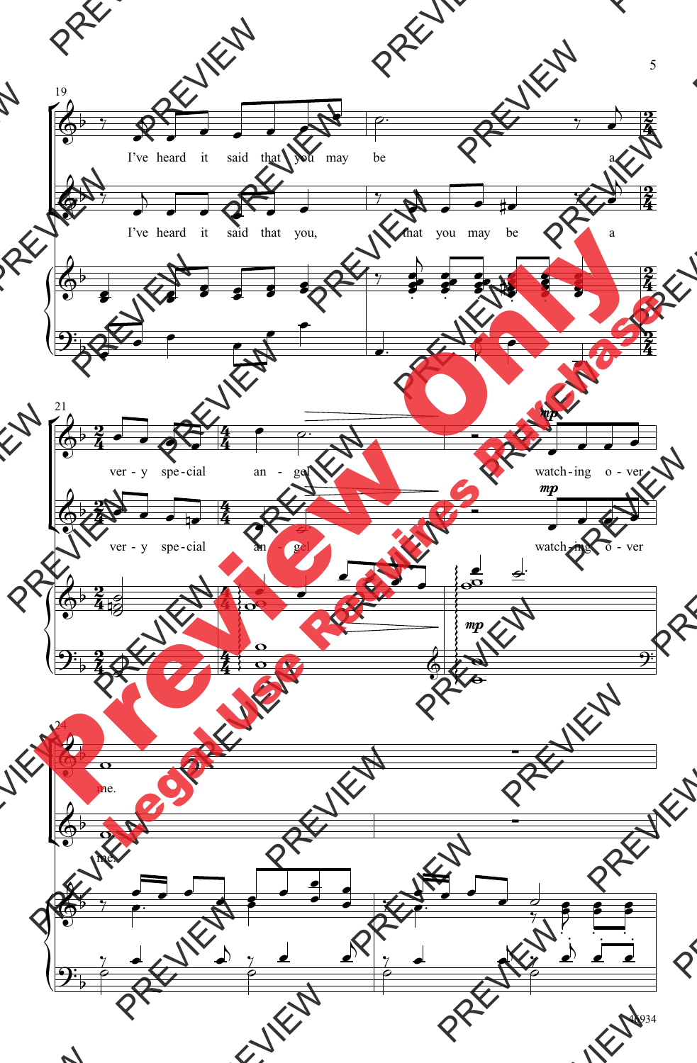19

I've heard it said that you may be a

I've heard it said that you, that you may be a

21

ver - y spe-cial an - gel watch-ing o - ver

ver - y spe-cial an - gel watch-ing o - ver

*mp*

24

me.

me.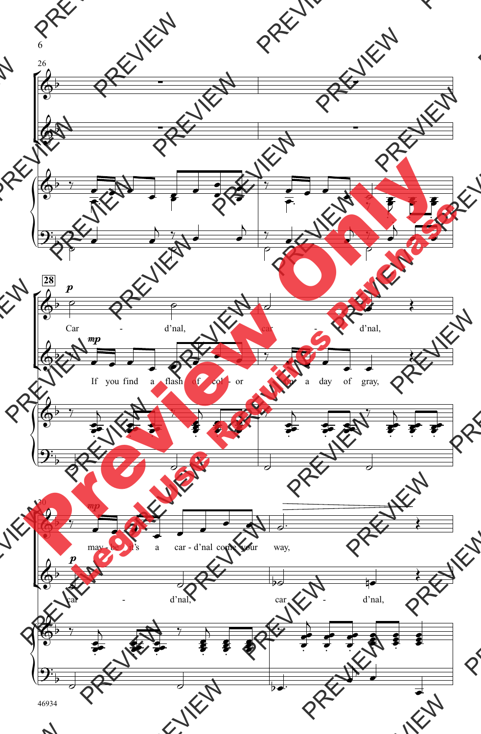Car - d'nal, car - d'nal,

If you find a flash of col - or on a day of gray,

may - be it's a car - d'nal come your way,

car - d'nal, car - d'nal,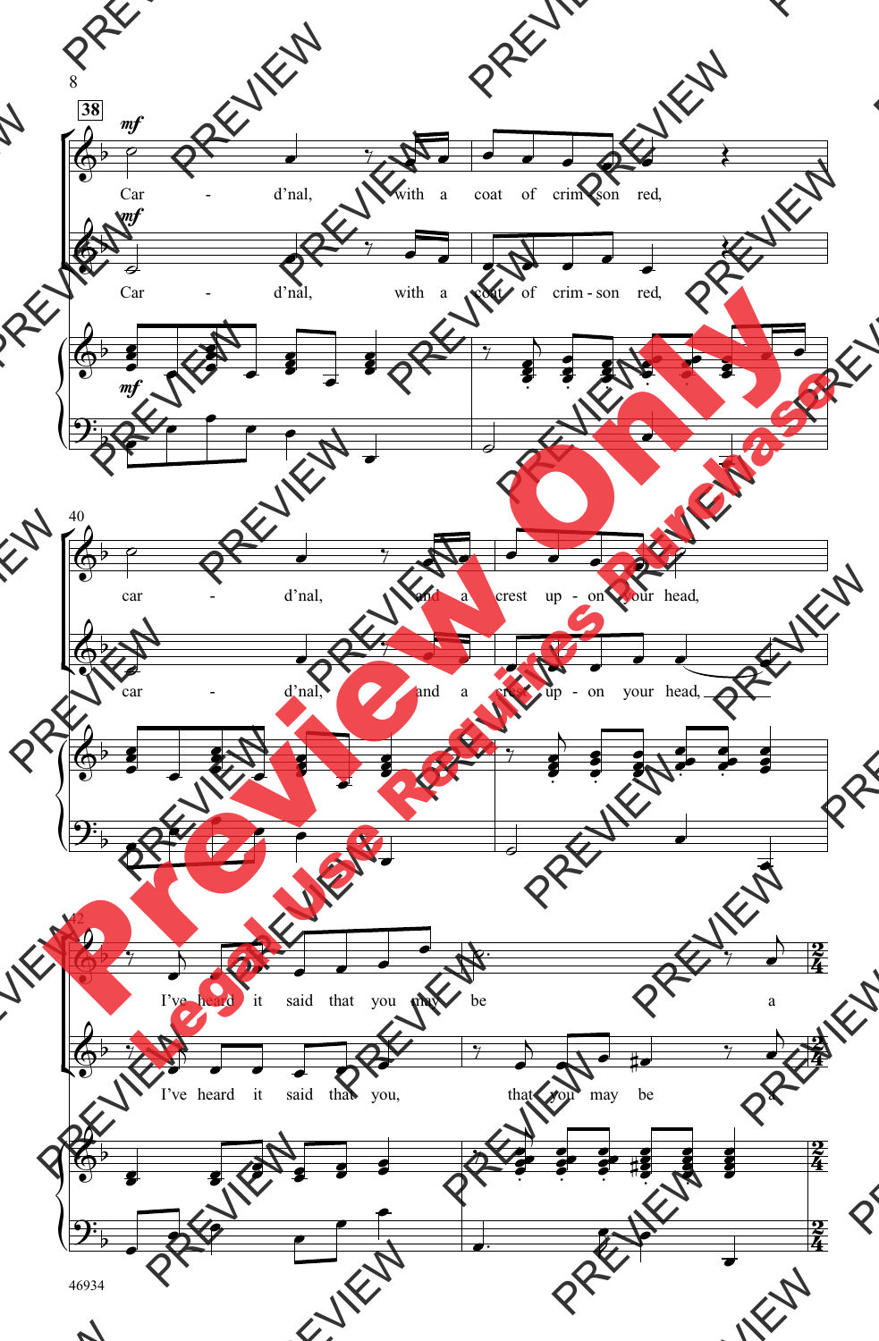38

*mf*

Car - d'nal, with a coat of crim son red,

Car - d'nal, with a coat of crim - son red,

40

car - d'nal, and a crest up - on your head,

car - d'nal, and a crest up - on your head,

42

I've heard it said that you may be a

I've heard it said that you, that you may be a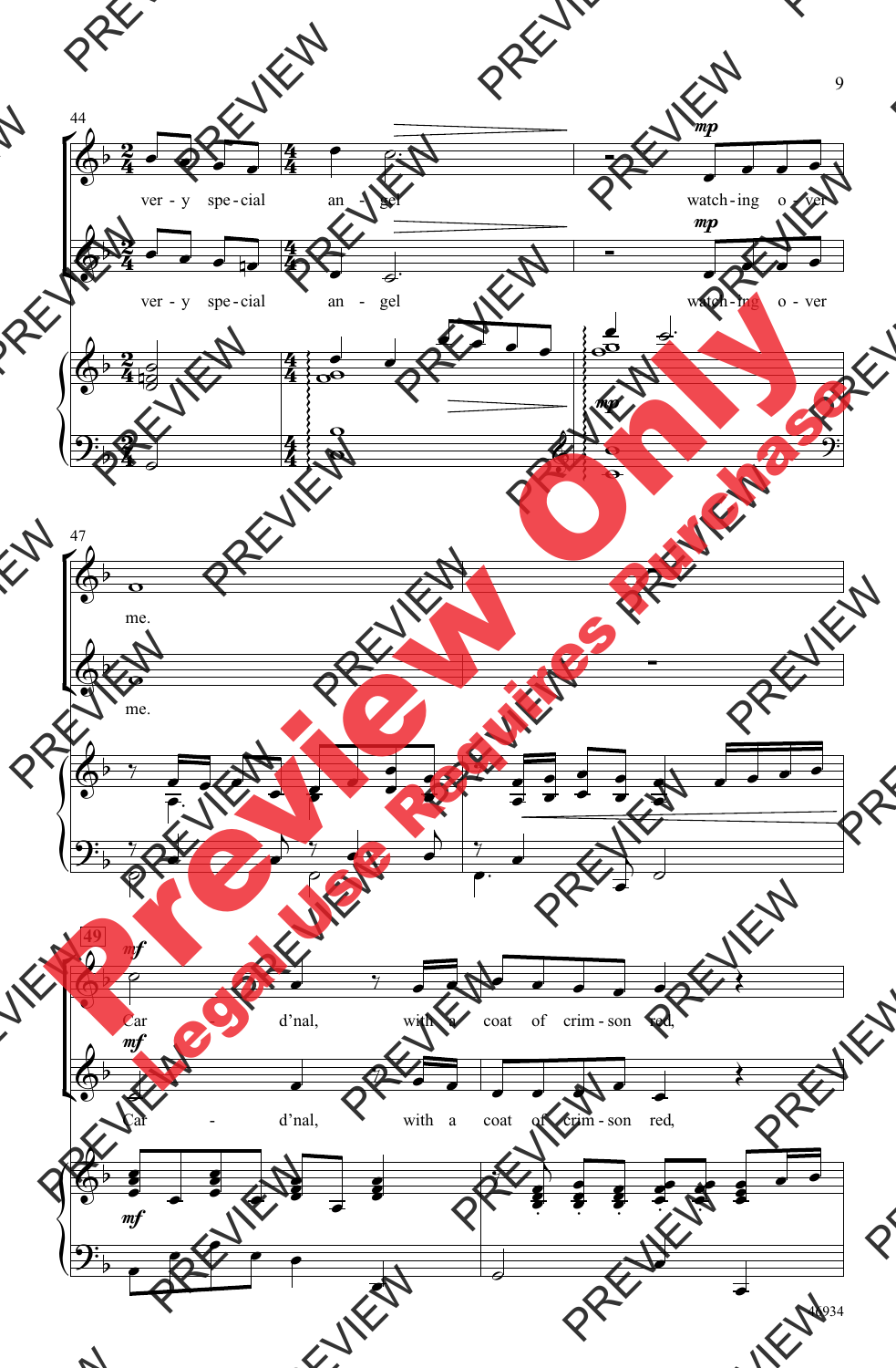ver - y spe - cial an - gel watch - ing o - ver

ver - y spe - cial an - gel watch - ing o - ver

me.

me.

Car d'nal, with a coat of crim - son red,

Car - d'nal, with a coat of crim - son red,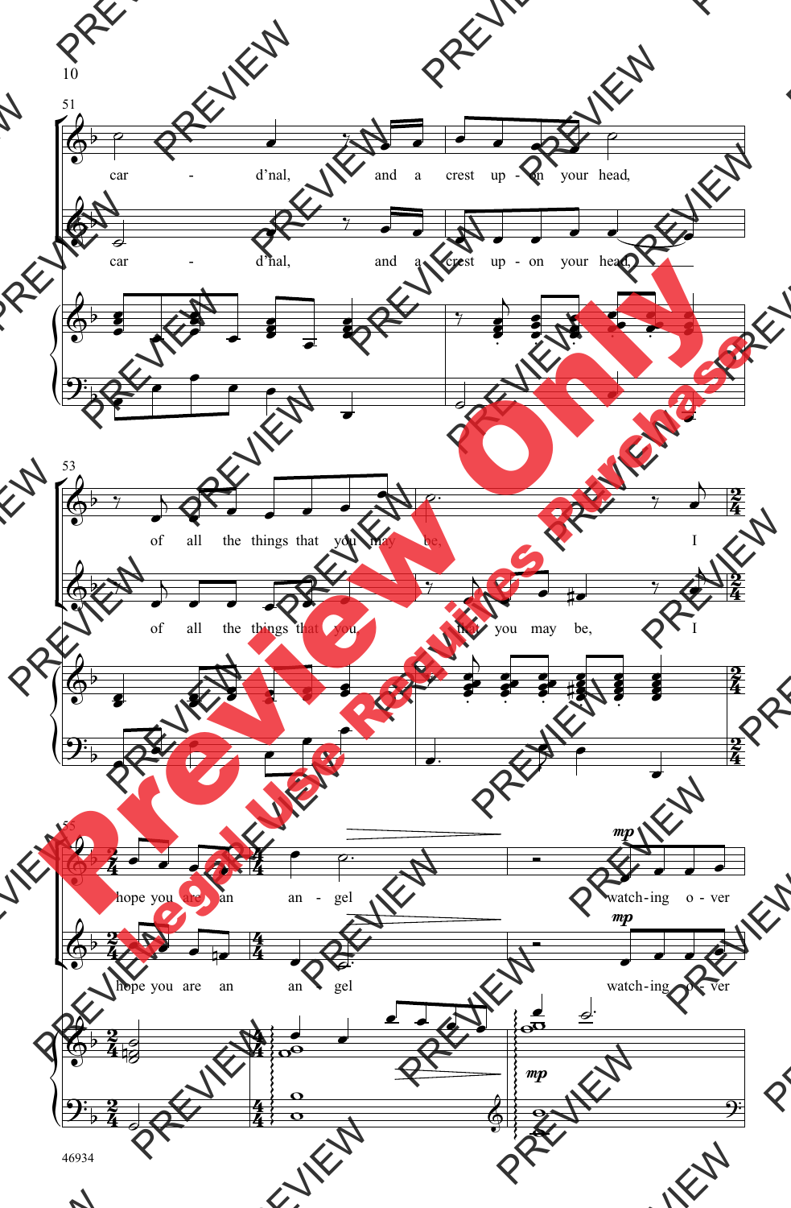51

car - d'nal, and a crest up - on your head,

car - d'nal, and a crest up - on your head,

53

of all the things that you may be, I

of all the things that you that you may be, I

55

hope you are an an - gel *mp* watch-ing o - ver

hope you are an an - gel *mp* watch-ing o - ver